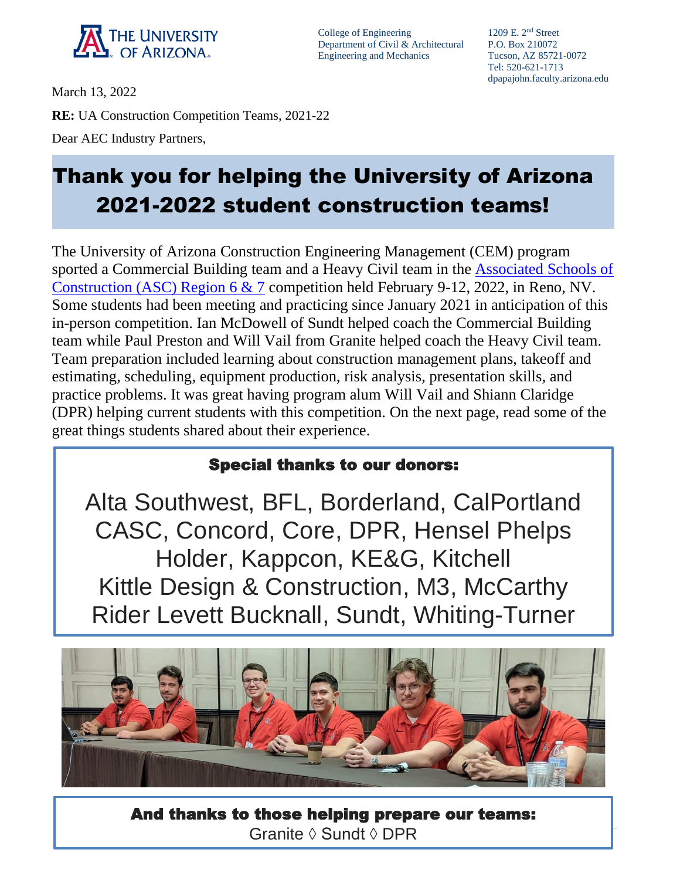THE UNIVERSITY OF ARIZONA

College of Engineering
Department of Civil & Architectural Engineering and Mechanics

1209 E. 2nd Street
P.O. Box 210072
Tucson, AZ 85721-0072
Tel: 520-621-1713
dpapajohn.faculty.arizona.edu

March 13, 2022

**RE:** UA Construction Competition Teams, 2021-22

Dear AEC Industry Partners,

# Thank you for helping the University of Arizona 2021-2022 student construction teams!

The University of Arizona Construction Engineering Management (CEM) program sported a Commercial Building team and a Heavy Civil team in the [Associated Schools of Construction (ASC) Region 6 & 7](#) competition held February 9-12, 2022, in Reno, NV. Some students had been meeting and practicing since January 2021 in anticipation of this in-person competition. Ian McDowell of Sundt helped coach the Commercial Building team while Paul Preston and Will Vail from Granite helped coach the Heavy Civil team. Team preparation included learning about construction management plans, takeoff and estimating, scheduling, equipment production, risk analysis, presentation skills, and practice problems. It was great having program alum Will Vail and Shiann Claridge (DPR) helping current students with this competition. On the next page, read some of the great things students shared about their experience.

## Special thanks to our donors:

Alta Southwest, BFL, Borderland, CalPortland
CASC, Concord, Core, DPR, Hensel Phelps
Holder, Kappcon, KE&G, Kitchell
Kittle Design & Construction, M3, McCarthy
Rider Levett Bucknall, Sundt, Whiting-Turner

## And thanks to those helping prepare our teams:

Granite ◊ Sundt ◊ DPR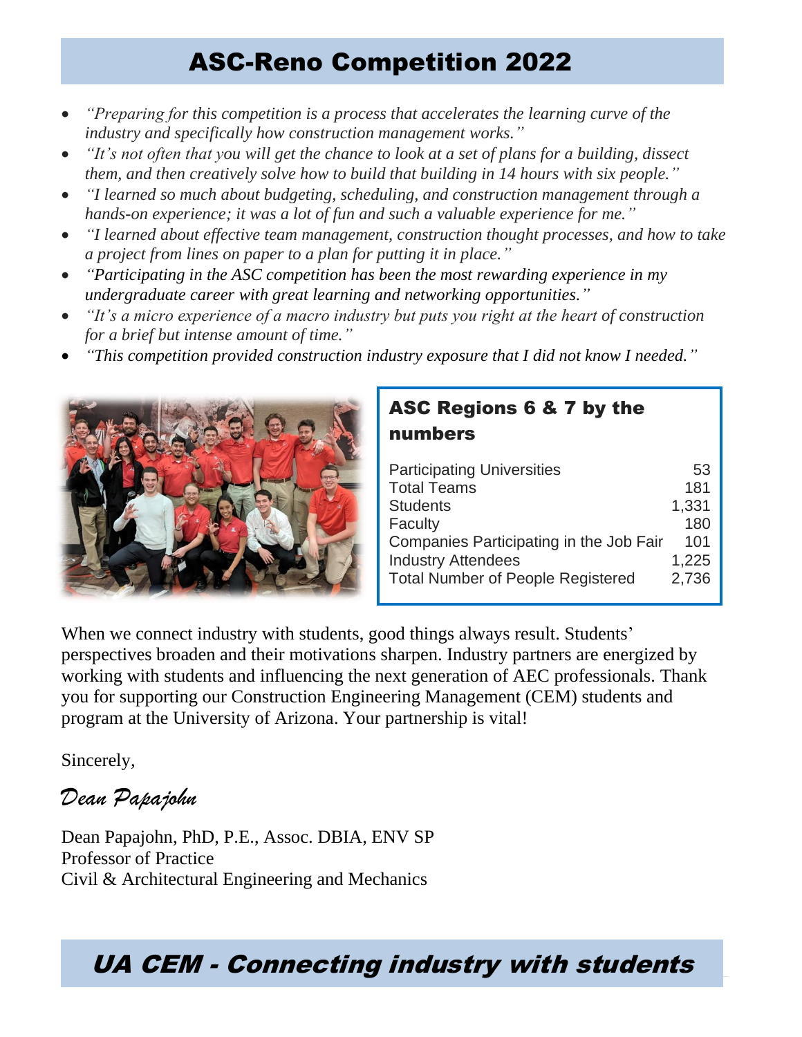# ASC-Reno Competition 2022

- *"Preparing for this competition is a process that accelerates the learning curve of the industry and specifically how construction management works."*
- *"It's not often that you will get the chance to look at a set of plans for a building, dissect them, and then creatively solve how to build that building in 14 hours with six people."*
- *"I learned so much about budgeting, scheduling, and construction management through a hands-on experience; it was a lot of fun and such a valuable experience for me."*
- *"I learned about effective team management, construction thought processes, and how to take a project from lines on paper to a plan for putting it in place."*
- *"Participating in the ASC competition has been the most rewarding experience in my undergraduate career with great learning and networking opportunities."*
- *"It's a micro experience of a macro industry but puts you right at the heart of construction for a brief but intense amount of time."*
- *"This competition provided construction industry exposure that I did not know I needed."*

### ASC Regions 6 & 7 by the numbers

| | |
|---|---|
| Participating Universities | 53 |
| Total Teams | 181 |
| Students | 1,331 |
| Faculty | 180 |
| Companies Participating in the Job Fair | 101 |
| Industry Attendees | 1,225 |
| Total Number of People Registered | 2,736 |

When we connect industry with students, good things always result. Students' perspectives broaden and their motivations sharpen. Industry partners are energized by working with students and influencing the next generation of AEC professionals. Thank you for supporting our Construction Engineering Management (CEM) students and program at the University of Arizona. Your partnership is vital!

Sincerely,

*Dean Papajohn*

Dean Papajohn, PhD, P.E., Assoc. DBIA, ENV SP
Professor of Practice
Civil & Architectural Engineering and Mechanics

## *UA CEM - Connecting industry with students*